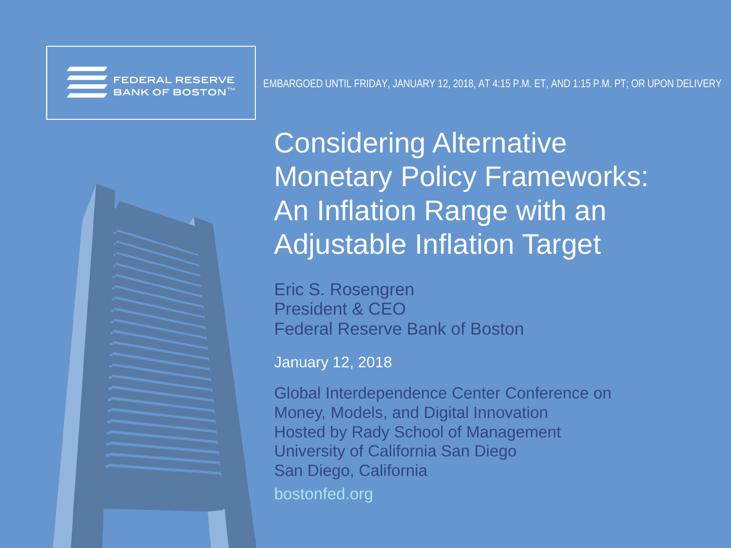FEDERAL RESERVE BANK OF BOSTON™

EMBARGOED UNTIL FRIDAY, JANUARY 12, 2018, AT 4:15 P.M. ET, AND 1:15 P.M. PT; OR UPON DELIVERY

# Considering Alternative Monetary Policy Frameworks: An Inflation Range with an Adjustable Inflation Target

Eric S. Rosengren
President & CEO
Federal Reserve Bank of Boston

January 12, 2018

Global Interdependence Center Conference on Money, Models, and Digital Innovation
Hosted by Rady School of Management
University of California San Diego
San Diego, California

bostonfed.org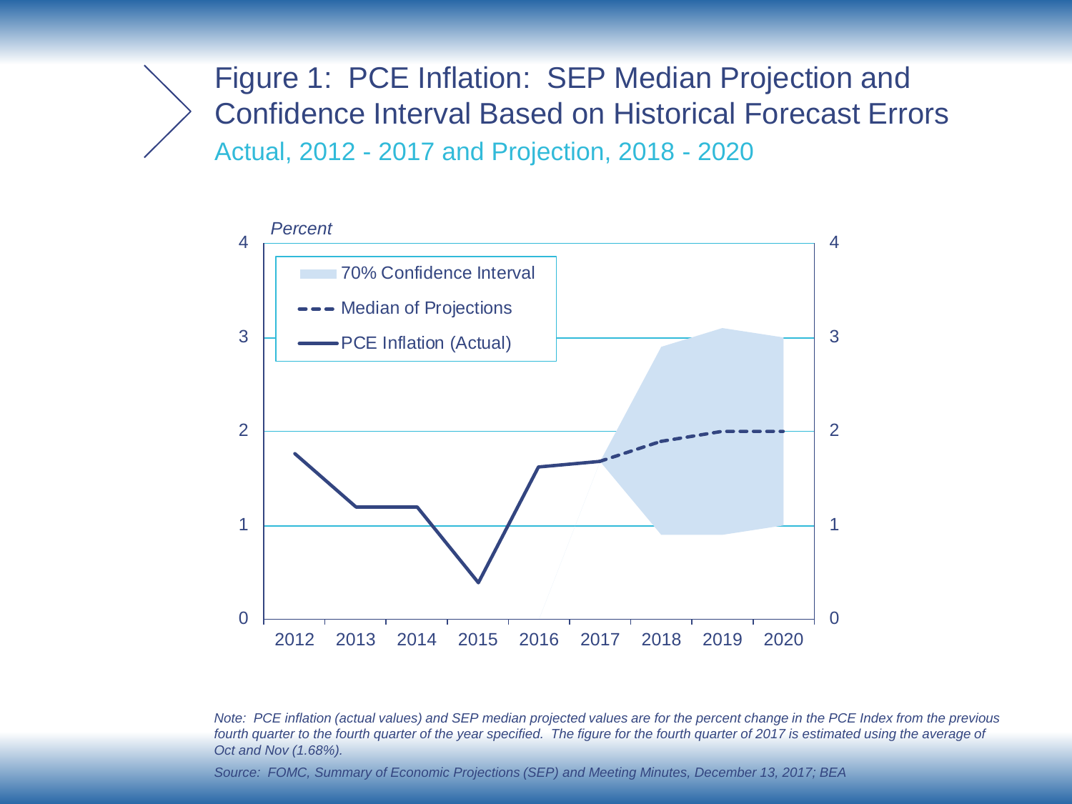# Figure 1: PCE Inflation: SEP Median Projection and Confidence Interval Based on Historical Forecast Errors

## Actual, 2012 - 2017 and Projection, 2018 - 2020

*Percent*

- 70% Confidence Interval
- Median of Projections
- PCE Inflation (Actual)

*Note: PCE inflation (actual values) and SEP median projected values are for the percent change in the PCE Index from the previous fourth quarter to the fourth quarter of the year specified. The figure for the fourth quarter of 2017 is estimated using the average of Oct and Nov (1.68%).*

*Source: FOMC, Summary of Economic Projections (SEP) and Meeting Minutes, December 13, 2017; BEA*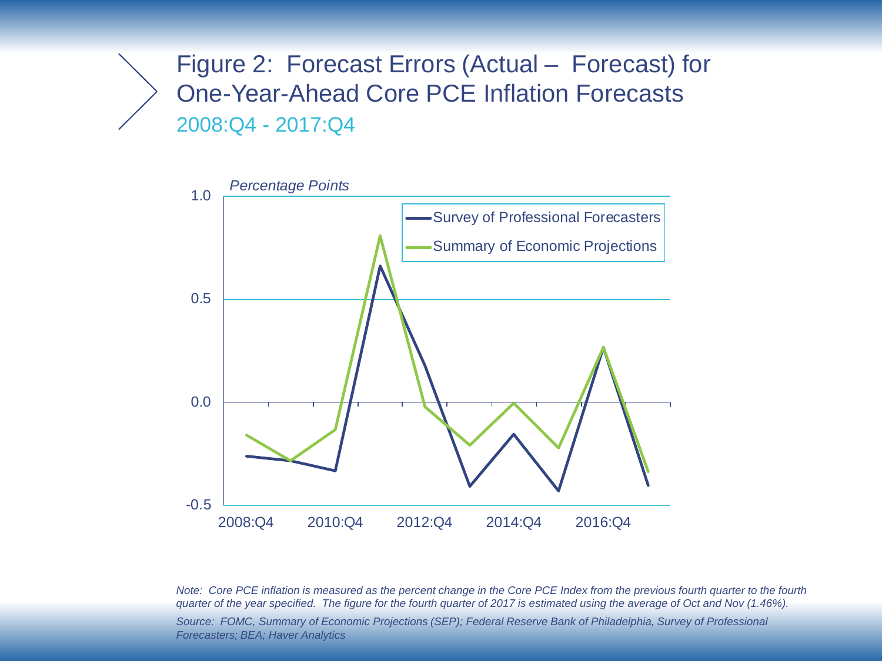# Figure 2: Forecast Errors (Actual – Forecast) for One-Year-Ahead Core PCE Inflation Forecasts

2008:Q4 - 2017:Q4

*Percentage Points*

1.0

0.5

0.0

-0.5

Survey of Professional Forecasters

Summary of Economic Projections

2008:Q4 2010:Q4 2012:Q4 2014:Q4 2016:Q4

*Note: Core PCE inflation is measured as the percent change in the Core PCE Index from the previous fourth quarter to the fourth quarter of the year specified. The figure for the fourth quarter of 2017 is estimated using the average of Oct and Nov (1.46%).*

*Source: FOMC, Summary of Economic Projections (SEP); Federal Reserve Bank of Philadelphia, Survey of Professional Forecasters; BEA; Haver Analytics*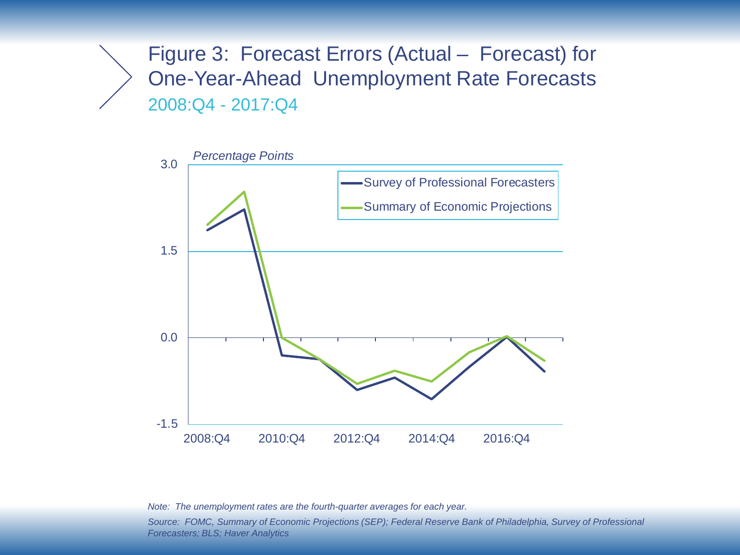# Figure 3: Forecast Errors (Actual – Forecast) for One-Year-Ahead Unemployment Rate Forecasts

2008:Q4 - 2017:Q4

*Percentage Points*

- Survey of Professional Forecasters
- Summary of Economic Projections

*Note: The unemployment rates are the fourth-quarter averages for each year.*

*Source: FOMC, Summary of Economic Projections (SEP); Federal Reserve Bank of Philadelphia, Survey of Professional Forecasters; BLS; Haver Analytics*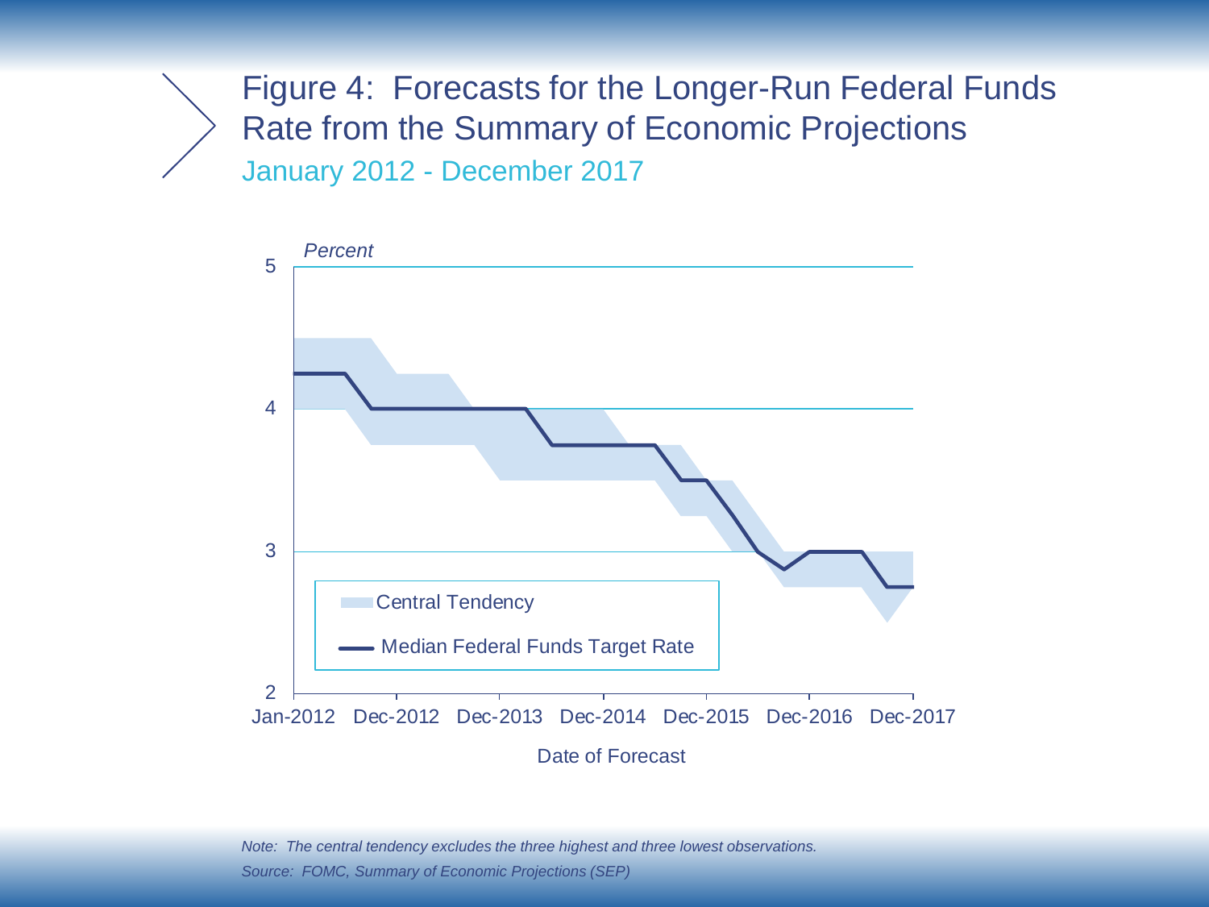# Figure 4: Forecasts for the Longer-Run Federal Funds Rate from the Summary of Economic Projections

January 2012 - December 2017

*Percent*

5

4

3

2

Central Tendency

Median Federal Funds Target Rate

Jan-2012 Dec-2012 Dec-2013 Dec-2014 Dec-2015 Dec-2016 Dec-2017

Date of Forecast

*Note: The central tendency excludes the three highest and three lowest observations.*

*Source: FOMC, Summary of Economic Projections (SEP)*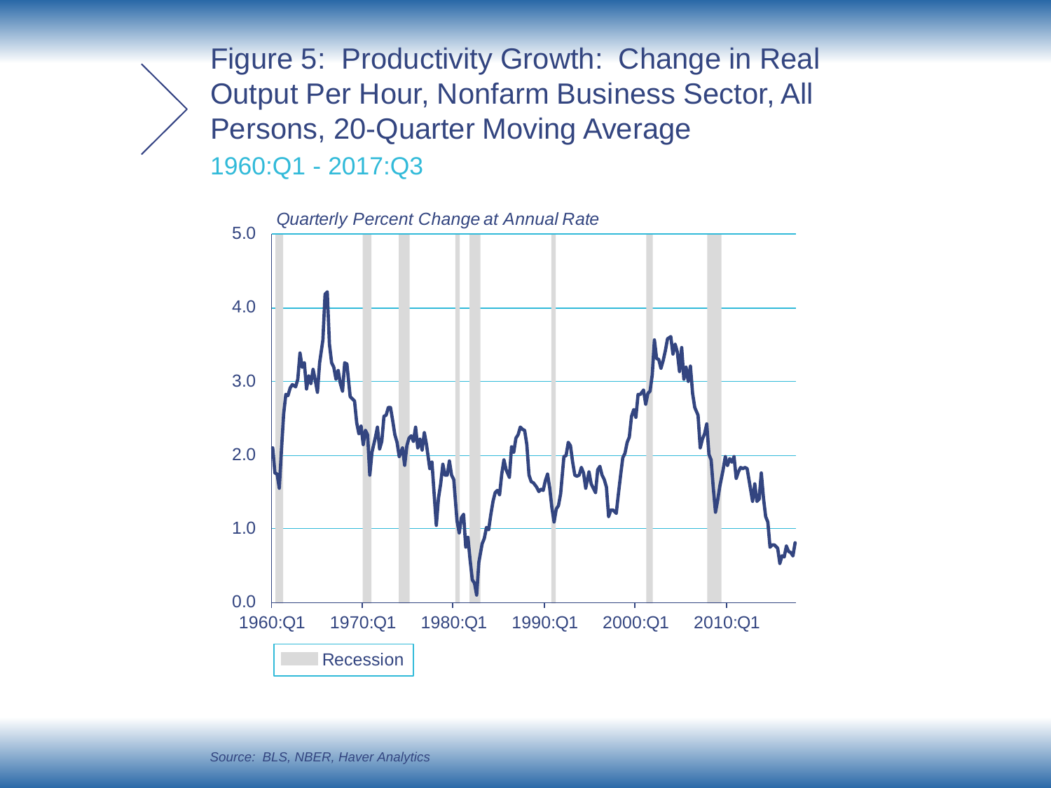# Figure 5: Productivity Growth: Change in Real Output Per Hour, Nonfarm Business Sector, All Persons, 20-Quarter Moving Average

1960:Q1 - 2017:Q3

*Quarterly Percent Change at Annual Rate*

Recession

*Source: BLS, NBER, Haver Analytics*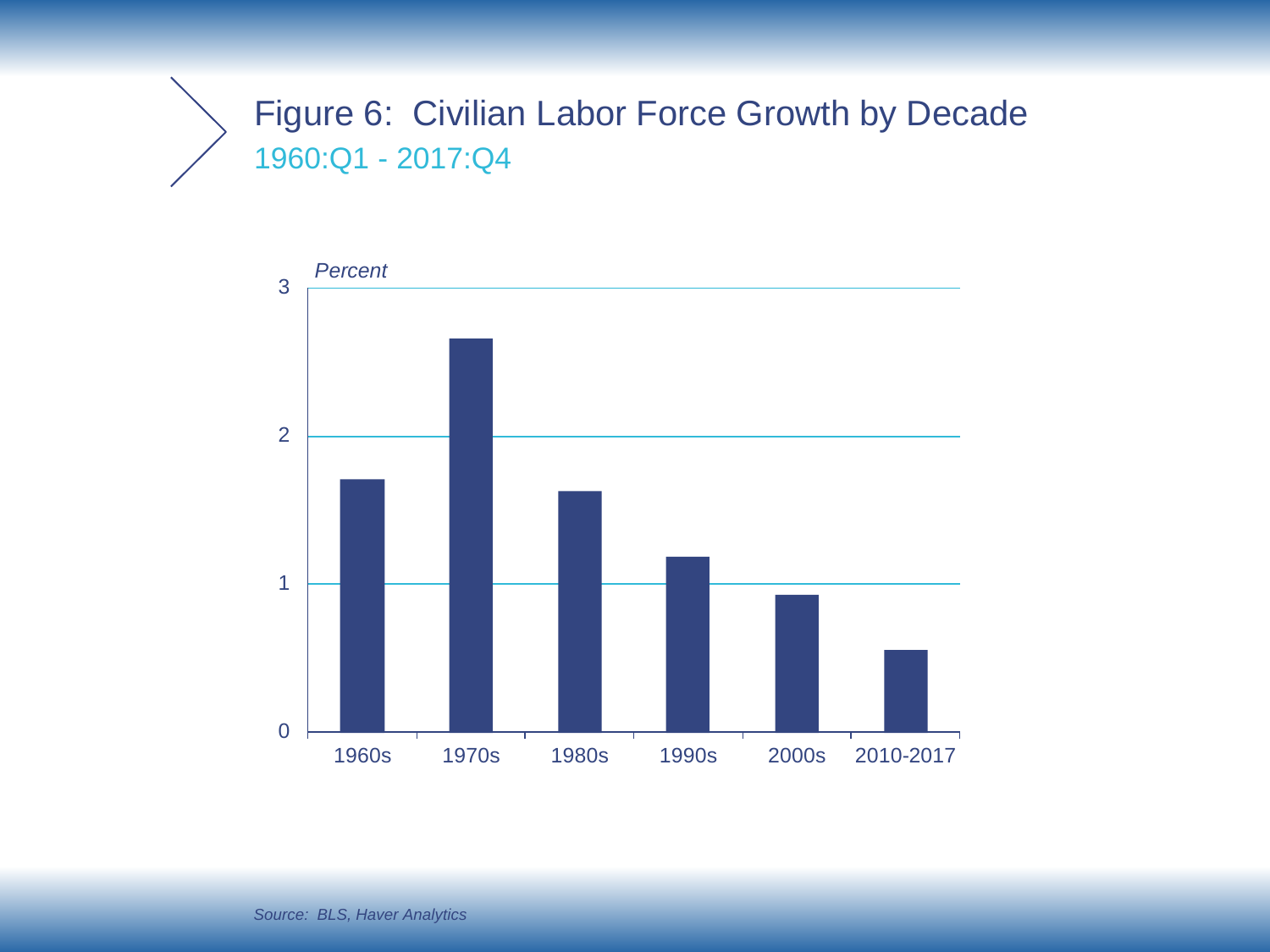# Figure 6: Civilian Labor Force Growth by Decade

1960:Q1 - 2017:Q4

*Percent*

3

2

1

0

1960s

1970s

1980s

1990s

2000s

2010-2017

*Source: BLS, Haver Analytics*